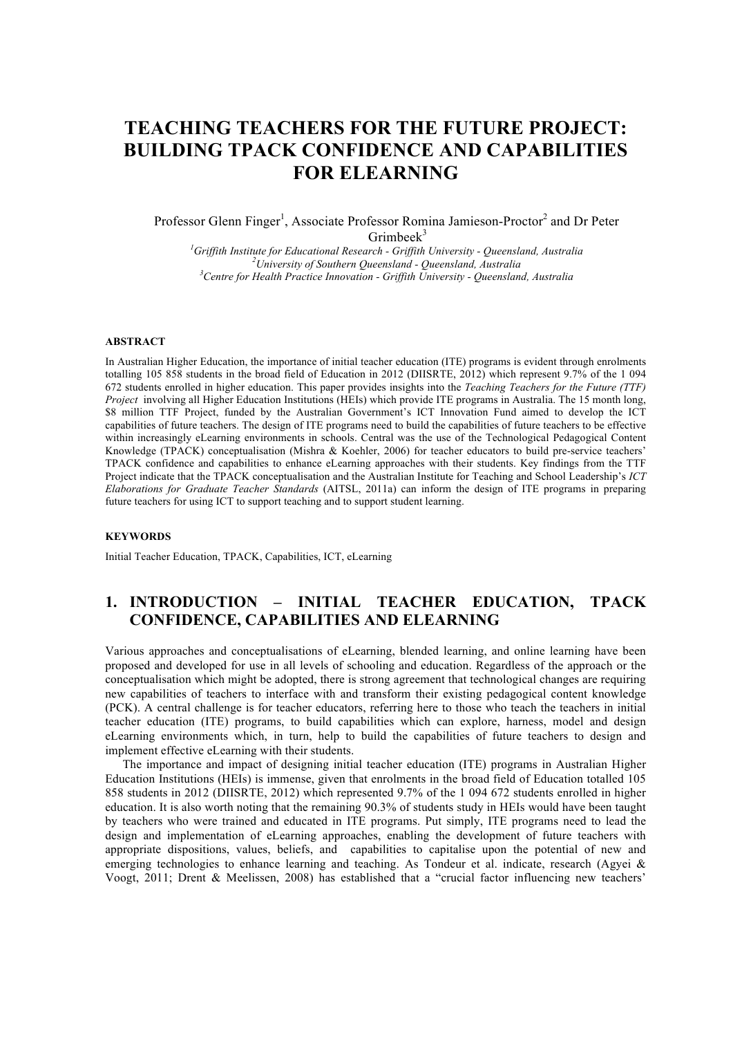# TEACHING TEACHERS FOR THE FUTURE PROJECT: BUILDING TPACK CONFIDENCE AND CAPABILITIES FOR ELEARNING

Professor Glenn Finger[1], Associate Professor Romina Jamieson-Proctor[2] and Dr Peter Grimbeek[3]

[1]*Griffith Institute for Educational Research - Griffith University - Queensland, Australia*
[2]*University of Southern Queensland - Queensland, Australia*
[3]*Centre for Health Practice Innovation - Griffith University - Queensland, Australia*

**ABSTRACT**

In Australian Higher Education, the importance of initial teacher education (ITE) programs is evident through enrolments totalling 105 858 students in the broad field of Education in 2012 (DIISRTE, 2012) which represent 9.7% of the 1 094 672 students enrolled in higher education. This paper provides insights into the *Teaching Teachers for the Future (TTF) Project* involving all Higher Education Institutions (HEIs) which provide ITE programs in Australia. The 15 month long, $8 million TTF Project, funded by the Australian Government's ICT Innovation Fund aimed to develop the ICT capabilities of future teachers. The design of ITE programs need to build the capabilities of future teachers to be effective within increasingly eLearning environments in schools. Central was the use of the Technological Pedagogical Content Knowledge (TPACK) conceptualisation (Mishra & Koehler, 2006) for teacher educators to build pre-service teachers' TPACK confidence and capabilities to enhance eLearning approaches with their students. Key findings from the TTF Project indicate that the TPACK conceptualisation and the Australian Institute for Teaching and School Leadership's *ICT Elaborations for Graduate Teacher Standards* (AITSL, 2011a) can inform the design of ITE programs in preparing future teachers for using ICT to support teaching and to support student learning.

**KEYWORDS**

Initial Teacher Education, TPACK, Capabilities, ICT, eLearning

## 1. INTRODUCTION – INITIAL TEACHER EDUCATION, TPACK CONFIDENCE, CAPABILITIES AND ELEARNING

Various approaches and conceptualisations of eLearning, blended learning, and online learning have been proposed and developed for use in all levels of schooling and education. Regardless of the approach or the conceptualisation which might be adopted, there is strong agreement that technological changes are requiring new capabilities of teachers to interface with and transform their existing pedagogical content knowledge (PCK). A central challenge is for teacher educators, referring here to those who teach the teachers in initial teacher education (ITE) programs, to build capabilities which can explore, harness, model and design eLearning environments which, in turn, help to build the capabilities of future teachers to design and implement effective eLearning with their students.

The importance and impact of designing initial teacher education (ITE) programs in Australian Higher Education Institutions (HEIs) is immense, given that enrolments in the broad field of Education totalled 105 858 students in 2012 (DIISRTE, 2012) which represented 9.7% of the 1 094 672 students enrolled in higher education. It is also worth noting that the remaining 90.3% of students study in HEIs would have been taught by teachers who were trained and educated in ITE programs. Put simply, ITE programs need to lead the design and implementation of eLearning approaches, enabling the development of future teachers with appropriate dispositions, values, beliefs, and capabilities to capitalise upon the potential of new and emerging technologies to enhance learning and teaching. As Tondeur et al. indicate, research (Agyei & Voogt, 2011; Drent & Meelissen, 2008) has established that a "crucial factor influencing new teachers'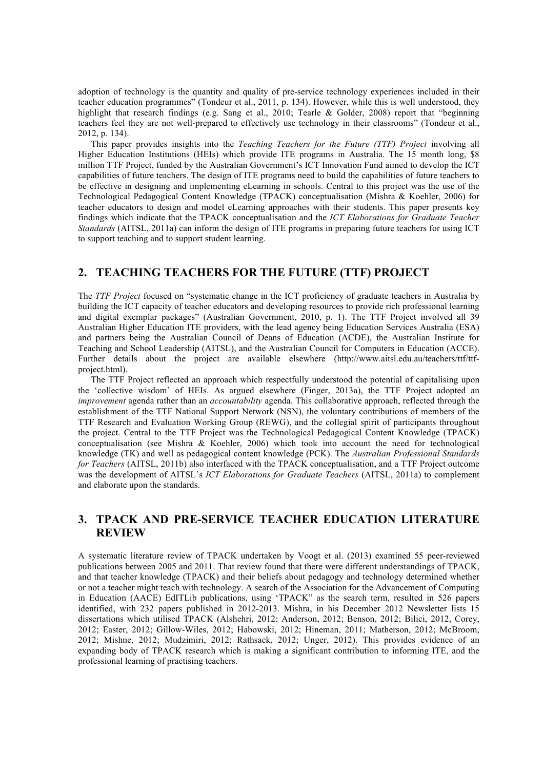adoption of technology is the quantity and quality of pre-service technology experiences included in their teacher education programmes" (Tondeur et al., 2011, p. 134). However, while this is well understood, they highlight that research findings (e.g. Sang et al., 2010; Tearle & Golder, 2008) report that "beginning teachers feel they are not well-prepared to effectively use technology in their classrooms" (Tondeur et al., 2012, p. 134).

This paper provides insights into the *Teaching Teachers for the Future (TTF) Project* involving all Higher Education Institutions (HEIs) which provide ITE programs in Australia. The 15 month long, $8 million TTF Project, funded by the Australian Government's ICT Innovation Fund aimed to develop the ICT capabilities of future teachers. The design of ITE programs need to build the capabilities of future teachers to be effective in designing and implementing eLearning in schools. Central to this project was the use of the Technological Pedagogical Content Knowledge (TPACK) conceptualisation (Mishra & Koehler, 2006) for teacher educators to design and model eLearning approaches with their students. This paper presents key findings which indicate that the TPACK conceptualisation and the *ICT Elaborations for Graduate Teacher Standards* (AITSL, 2011a) can inform the design of ITE programs in preparing future teachers for using ICT to support teaching and to support student learning.

## 2. TEACHING TEACHERS FOR THE FUTURE (TTF) PROJECT

The *TTF Project* focused on "systematic change in the ICT proficiency of graduate teachers in Australia by building the ICT capacity of teacher educators and developing resources to provide rich professional learning and digital exemplar packages" (Australian Government, 2010, p. 1). The TTF Project involved all 39 Australian Higher Education ITE providers, with the lead agency being Education Services Australia (ESA) and partners being the Australian Council of Deans of Education (ACDE), the Australian Institute for Teaching and School Leadership (AITSL), and the Australian Council for Computers in Education (ACCE). Further details about the project are available elsewhere (http://www.aitsl.edu.au/teachers/ttf/ttf-project.html).

The TTF Project reflected an approach which respectfully understood the potential of capitalising upon the 'collective wisdom' of HEIs. As argued elsewhere (Finger, 2013a), the TTF Project adopted an *improvement* agenda rather than an *accountability* agenda. This collaborative approach, reflected through the establishment of the TTF National Support Network (NSN), the voluntary contributions of members of the TTF Research and Evaluation Working Group (REWG), and the collegial spirit of participants throughout the project. Central to the TTF Project was the Technological Pedagogical Content Knowledge (TPACK) conceptualisation (see Mishra & Koehler, 2006) which took into account the need for technological knowledge (TK) and well as pedagogical content knowledge (PCK). The *Australian Professional Standards for Teachers* (AITSL, 2011b) also interfaced with the TPACK conceptualisation, and a TTF Project outcome was the development of AITSL's *ICT Elaborations for Graduate Teachers* (AITSL, 2011a) to complement and elaborate upon the standards.

## 3. TPACK AND PRE-SERVICE TEACHER EDUCATION LITERATURE REVIEW

A systematic literature review of TPACK undertaken by Voogt et al. (2013) examined 55 peer-reviewed publications between 2005 and 2011. That review found that there were different understandings of TPACK, and that teacher knowledge (TPACK) and their beliefs about pedagogy and technology determined whether or not a teacher might teach with technology. A search of the Association for the Advancement of Computing in Education (AACE) EdITLib publications, using 'TPACK" as the search term, resulted in 526 papers identified, with 232 papers published in 2012-2013. Mishra, in his December 2012 Newsletter lists 15 dissertations which utilised TPACK (Alshehri, 2012; Anderson, 2012; Benson, 2012; Bilici, 2012, Corey, 2012; Easter, 2012; Gillow-Wiles, 2012; Habowski, 2012; Hineman, 2011; Matherson, 2012; McBroom, 2012; Mishne, 2012; Mudzimiri, 2012; Rathsack, 2012; Unger, 2012). This provides evidence of an expanding body of TPACK research which is making a significant contribution to informing ITE, and the professional learning of practising teachers.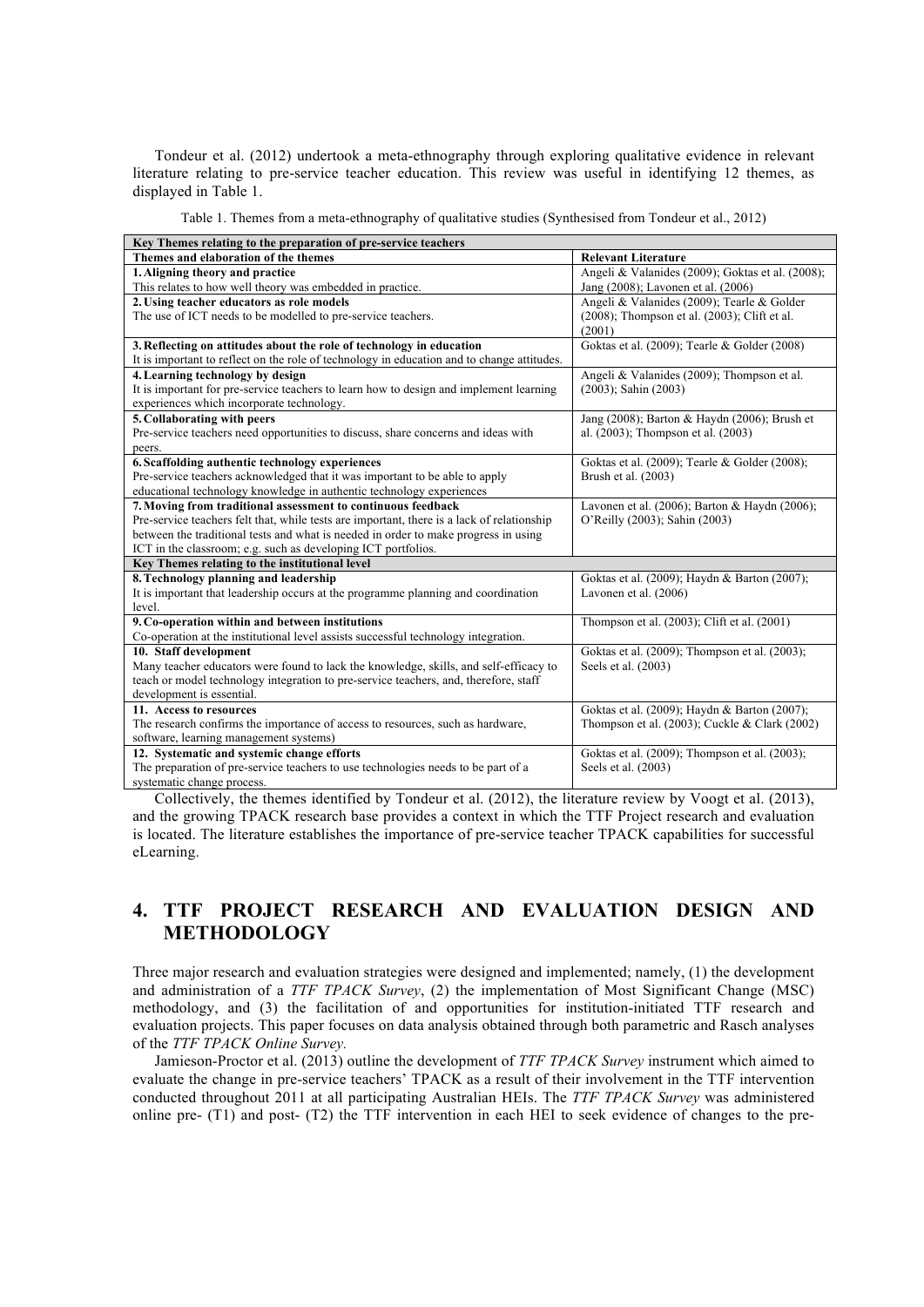Tondeur et al. (2012) undertook a meta-ethnography through exploring qualitative evidence in relevant literature relating to pre-service teacher education. This review was useful in identifying 12 themes, as displayed in Table 1.

Table 1. Themes from a meta-ethnography of qualitative studies (Synthesised from Tondeur et al., 2012)

| **Key Themes relating to the preparation of pre-service teachers** | |
|---|---|
| **Themes and elaboration of the themes** | **Relevant Literature** |
| **1. Aligning theory and practice**<br>This relates to how well theory was embedded in practice. | Angeli & Valanides (2009); Goktas et al. (2008); Jang (2008); Lavonen et al. (2006) |
| **2. Using teacher educators as role models**<br>The use of ICT needs to be modelled to pre-service teachers. | Angeli & Valanides (2009); Tearle & Golder (2008); Thompson et al. (2003); Clift et al. (2001) |
| **3. Reflecting on attitudes about the role of technology in education**<br>It is important to reflect on the role of technology in education and to change attitudes. | Goktas et al. (2009); Tearle & Golder (2008) |
| **4. Learning technology by design**<br>It is important for pre-service teachers to learn how to design and implement learning experiences which incorporate technology. | Angeli & Valanides (2009); Thompson et al. (2003); Sahin (2003) |
| **5. Collaborating with peers**<br>Pre-service teachers need opportunities to discuss, share concerns and ideas with peers. | Jang (2008); Barton & Haydn (2006); Brush et al. (2003); Thompson et al. (2003) |
| **6. Scaffolding authentic technology experiences**<br>Pre-service teachers acknowledged that it was important to be able to apply educational technology knowledge in authentic technology experiences | Goktas et al. (2009); Tearle & Golder (2008); Brush et al. (2003) |
| **7. Moving from traditional assessment to continuous feedback**<br>Pre-service teachers felt that, while tests are important, there is a lack of relationship between the traditional tests and what is needed in order to make progress in using ICT in the classroom; e.g. such as developing ICT portfolios. | Lavonen et al. (2006); Barton & Haydn (2006); O'Reilly (2003); Sahin (2003) |
| **Key Themes relating to the institutional level** | |
| **8. Technology planning and leadership**<br>It is important that leadership occurs at the programme planning and coordination level. | Goktas et al. (2009); Haydn & Barton (2007); Lavonen et al. (2006) |
| **9. Co-operation within and between institutions**<br>Co-operation at the institutional level assists successful technology integration. | Thompson et al. (2003); Clift et al. (2001) |
| **10. Staff development**<br>Many teacher educators were found to lack the knowledge, skills, and self-efficacy to teach or model technology integration to pre-service teachers, and, therefore, staff development is essential. | Goktas et al. (2009); Thompson et al. (2003); Seels et al. (2003) |
| **11. Access to resources**<br>The research confirms the importance of access to resources, such as hardware, software, learning management systems) | Goktas et al. (2009); Haydn & Barton (2007); Thompson et al. (2003); Cuckle & Clark (2002) |
| **12. Systematic and systemic change efforts**<br>The preparation of pre-service teachers to use technologies needs to be part of a systematic change process. | Goktas et al. (2009); Thompson et al. (2003); Seels et al. (2003) |

Collectively, the themes identified by Tondeur et al. (2012), the literature review by Voogt et al. (2013), and the growing TPACK research base provides a context in which the TTF Project research and evaluation is located. The literature establishes the importance of pre-service teacher TPACK capabilities for successful eLearning.

## 4. TTF PROJECT RESEARCH AND EVALUATION DESIGN AND METHODOLOGY

Three major research and evaluation strategies were designed and implemented; namely, (1) the development and administration of a *TTF TPACK Survey*, (2) the implementation of Most Significant Change (MSC) methodology, and (3) the facilitation of and opportunities for institution-initiated TTF research and evaluation projects. This paper focuses on data analysis obtained through both parametric and Rasch analyses of the *TTF TPACK Online Survey.*

Jamieson-Proctor et al. (2013) outline the development of *TTF TPACK Survey* instrument which aimed to evaluate the change in pre-service teachers' TPACK as a result of their involvement in the TTF intervention conducted throughout 2011 at all participating Australian HEIs. The *TTF TPACK Survey* was administered online pre- (T1) and post- (T2) the TTF intervention in each HEI to seek evidence of changes to the pre-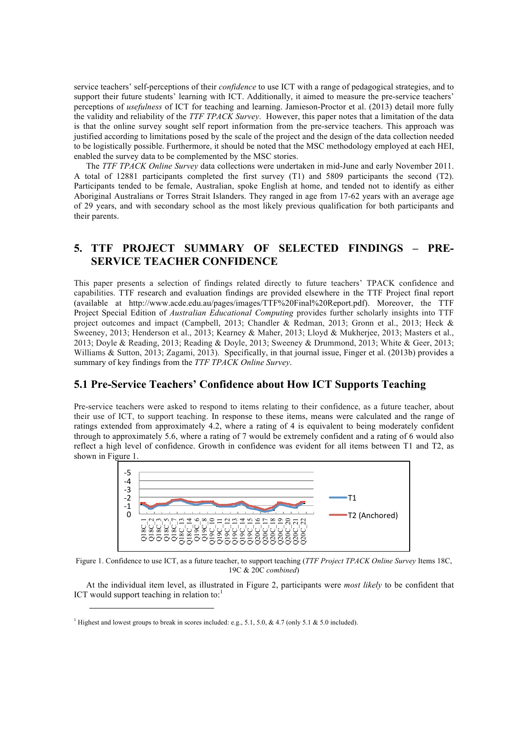service teachers' self-perceptions of their *confidence* to use ICT with a range of pedagogical strategies, and to support their future students' learning with ICT. Additionally, it aimed to measure the pre-service teachers' perceptions of *usefulness* of ICT for teaching and learning. Jamieson-Proctor et al. (2013) detail more fully the validity and reliability of the *TTF TPACK Survey*. However, this paper notes that a limitation of the data is that the online survey sought self report information from the pre-service teachers. This approach was justified according to limitations posed by the scale of the project and the design of the data collection needed to be logistically possible. Furthermore, it should be noted that the MSC methodology employed at each HEI, enabled the survey data to be complemented by the MSC stories.

The *TTF TPACK Online Survey* data collections were undertaken in mid-June and early November 2011. A total of 12881 participants completed the first survey (T1) and 5809 participants the second (T2). Participants tended to be female, Australian, spoke English at home, and tended not to identify as either Aboriginal Australians or Torres Strait Islanders. They ranged in age from 17-62 years with an average age of 29 years, and with secondary school as the most likely previous qualification for both participants and their parents.

## 5. TTF PROJECT SUMMARY OF SELECTED FINDINGS – PRE-SERVICE TEACHER CONFIDENCE

This paper presents a selection of findings related directly to future teachers' TPACK confidence and capabilities. TTF research and evaluation findings are provided elsewhere in the TTF Project final report (available at http://www.acde.edu.au/pages/images/TTF%20Final%20Report.pdf). Moreover, the TTF Project Special Edition of *Australian Educational Computing* provides further scholarly insights into TTF project outcomes and impact (Campbell, 2013; Chandler & Redman, 2013; Gronn et al., 2013; Heck & Sweeney, 2013; Henderson et al., 2013; Kearney & Maher, 2013; Lloyd & Mukherjee, 2013; Masters et al., 2013; Doyle & Reading, 2013; Reading & Doyle, 2013; Sweeney & Drummond, 2013; White & Geer, 2013; Williams & Sutton, 2013; Zagami, 2013). Specifically, in that journal issue, Finger et al. (2013b) provides a summary of key findings from the *TTF TPACK Online Survey*.

### 5.1 Pre-Service Teachers' Confidence about How ICT Supports Teaching

Pre-service teachers were asked to respond to items relating to their confidence, as a future teacher, about their use of ICT, to support teaching. In response to these items, means were calculated and the range of ratings extended from approximately 4.2, where a rating of 4 is equivalent to being moderately confident through to approximately 5.6, where a rating of 7 would be extremely confident and a rating of 6 would also reflect a high level of confidence. Growth in confidence was evident for all items between T1 and T2, as shown in Figure 1.

Figure 1. Confidence to use ICT, as a future teacher, to support teaching (*TTF Project TPACK Online Survey* Items 18C, 19C & 20C *combined*)

At the individual item level, as illustrated in Figure 2, participants were *most likely* to be confident that ICT would support teaching in relation to:[1]

[1] Highest and lowest groups to break in scores included: e.g., 5.1, 5.0, & 4.7 (only 5.1 & 5.0 included).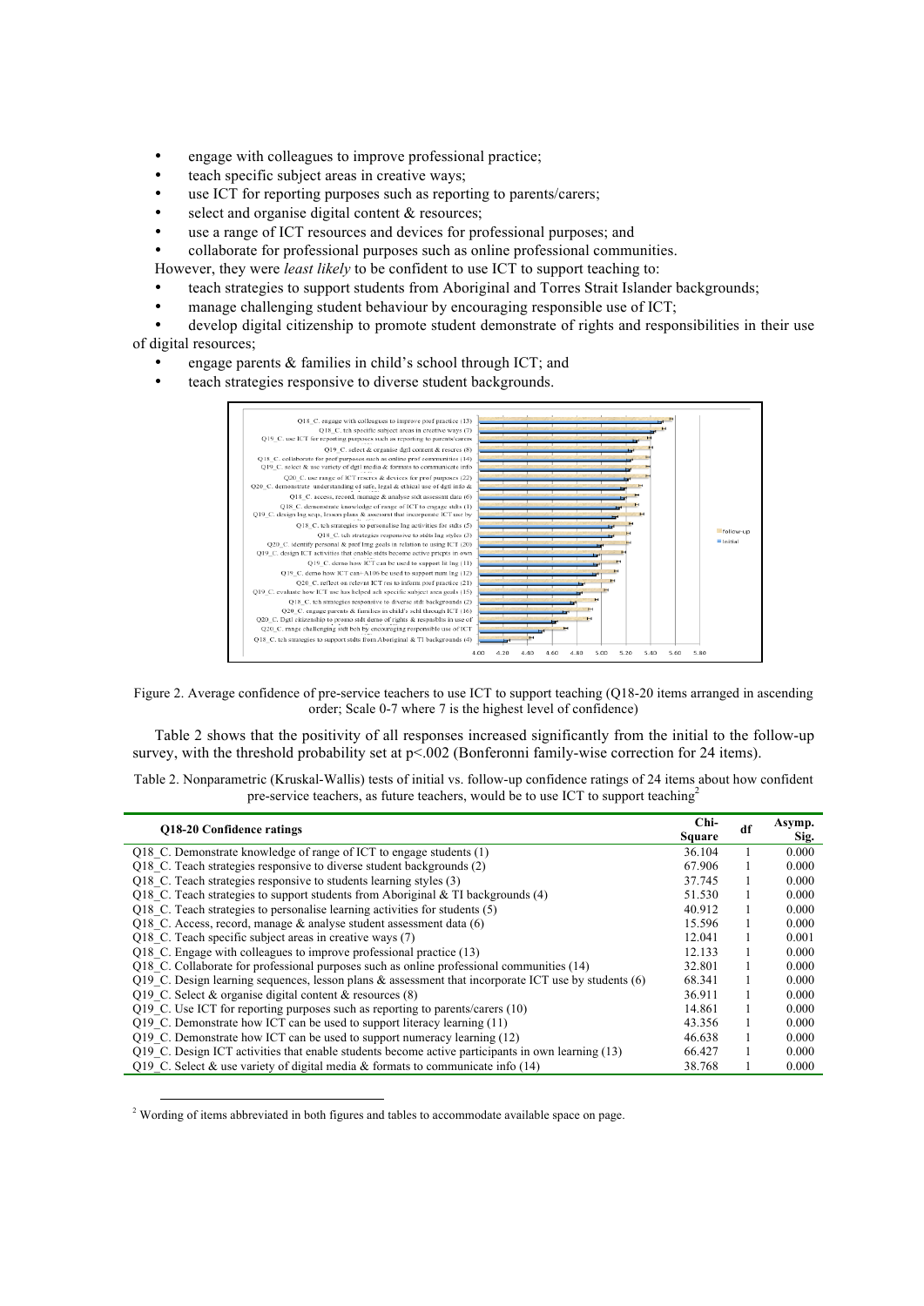- engage with colleagues to improve professional practice;
- teach specific subject areas in creative ways;
- use ICT for reporting purposes such as reporting to parents/carers;
- select and organise digital content & resources;
- use a range of ICT resources and devices for professional purposes; and
- collaborate for professional purposes such as online professional communities.

However, they were *least likely* to be confident to use ICT to support teaching to:

- teach strategies to support students from Aboriginal and Torres Strait Islander backgrounds;
- manage challenging student behaviour by encouraging responsible use of ICT;
- develop digital citizenship to promote student demonstrate of rights and responsibilities in their use of digital resources;
- engage parents & families in child's school through ICT; and
- teach strategies responsive to diverse student backgrounds.

Figure 2. Average confidence of pre-service teachers to use ICT to support teaching (Q18-20 items arranged in ascending order; Scale 0-7 where 7 is the highest level of confidence)

Table 2 shows that the positivity of all responses increased significantly from the initial to the follow-up survey, with the threshold probability set at p<.002 (Bonferonni family-wise correction for 24 items).

Table 2. Nonparametric (Kruskal-Wallis) tests of initial vs. follow-up confidence ratings of 24 items about how confident pre-service teachers, as future teachers, would be to use ICT to support teaching[2]

| Q18-20 Confidence ratings | Chi-Square | df | Asymp. Sig. |
|---|---|---|---|
| Q18_C. Demonstrate knowledge of range of ICT to engage students (1) | 36.104 | 1 | 0.000 |
| Q18_C. Teach strategies responsive to diverse student backgrounds (2) | 67.906 | 1 | 0.000 |
| Q18_C. Teach strategies responsive to students learning styles (3) | 37.745 | 1 | 0.000 |
| Q18_C. Teach strategies to support students from Aboriginal & TI backgrounds (4) | 51.530 | 1 | 0.000 |
| Q18_C. Teach strategies to personalise learning activities for students (5) | 40.912 | 1 | 0.000 |
| Q18_C. Access, record, manage & analyse student assessment data (6) | 15.596 | 1 | 0.000 |
| Q18_C. Teach specific subject areas in creative ways (7) | 12.041 | 1 | 0.001 |
| Q18_C. Engage with colleagues to improve professional practice (13) | 12.133 | 1 | 0.000 |
| Q18_C. Collaborate for professional purposes such as online professional communities (14) | 32.801 | 1 | 0.000 |
| Q19_C. Design learning sequences, lesson plans & assessment that incorporate ICT use by students (6) | 68.341 | 1 | 0.000 |
| Q19_C. Select & organise digital content & resources (8) | 36.911 | 1 | 0.000 |
| Q19_C. Use ICT for reporting purposes such as reporting to parents/carers (10) | 14.861 | 1 | 0.000 |
| Q19_C. Demonstrate how ICT can be used to support literacy learning (11) | 43.356 | 1 | 0.000 |
| Q19_C. Demonstrate how ICT can be used to support numeracy learning (12) | 46.638 | 1 | 0.000 |
| Q19_C. Design ICT activities that enable students become active participants in own learning (13) | 66.427 | 1 | 0.000 |
| Q19_C. Select & use variety of digital media & formats to communicate info (14) | 38.768 | 1 | 0.000 |

[2] Wording of items abbreviated in both figures and tables to accommodate available space on page.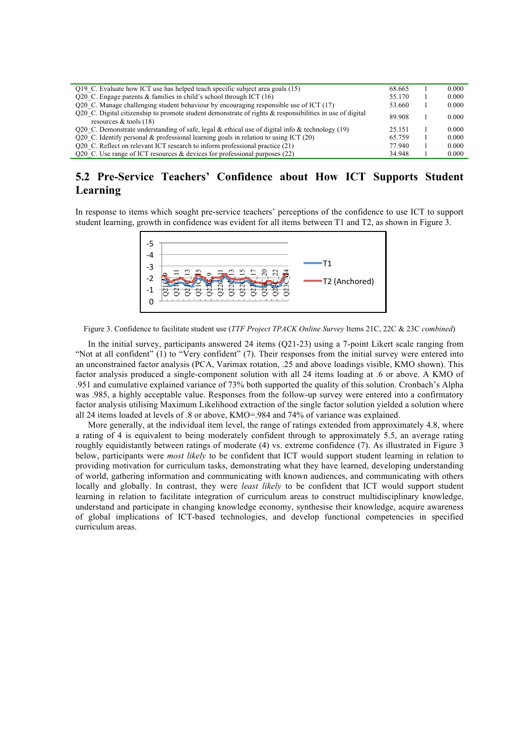| | | | |
|---|---|---|---|
| Q19_C. Evaluate how ICT use has helped teach specific subject area goals (15) | 68.665 | 1 | 0.000 |
| Q20_C. Engage parents & families in child's school through ICT (16) | 55.170 | 1 | 0.000 |
| Q20_C. Manage challenging student behaviour by encouraging responsible use of ICT (17) | 53.660 | 1 | 0.000 |
| Q20_C. Digital citizenship to promote student demonstrate of rights & responsibilities in use of digital resources & tools (18) | 89.908 | 1 | 0.000 |
| Q20_C. Demonstrate understanding of safe, legal & ethical use of digital info & technology (19) | 25.151 | 1 | 0.000 |
| Q20_C. Identify personal & professional learning goals in relation to using ICT (20) | 65.759 | 1 | 0.000 |
| Q20_C. Reflect on relevant ICT research to inform professional practice (21) | 77.940 | 1 | 0.000 |
| Q20_C. Use range of ICT resources & devices for professional purposes (22) | 34.948 | 1 | 0.000 |

## 5.2 Pre-Service Teachers' Confidence about How ICT Supports Student Learning

In response to items which sought pre-service teachers' perceptions of the confidence to use ICT to support student learning, growth in confidence was evident for all items between T1 and T2, as shown in Figure 3.

Figure 3. Confidence to facilitate student use (*TTF Project TPACK Online Survey* Items 21C, 22C & 23C *combined*)

In the initial survey, participants answered 24 items (Q21-23) using a 7-point Likert scale ranging from "Not at all confident" (1) to "Very confident" (7). Their responses from the initial survey were entered into an unconstrained factor analysis (PCA, Varimax rotation, .25 and above loadings visible, KMO shown). This factor analysis produced a single-component solution with all 24 items loading at .6 or above. A KMO of .951 and cumulative explained variance of 73% both supported the quality of this solution. Cronbach's Alpha was .985, a highly acceptable value. Responses from the follow-up survey were entered into a confirmatory factor analysis utilising Maximum Likelihood extraction of the single factor solution yielded a solution where all 24 items loaded at levels of .8 or above, KMO=.984 and 74% of variance was explained.

More generally, at the individual item level, the range of ratings extended from approximately 4.8, where a rating of 4 is equivalent to being moderately confident through to approximately 5.5, an average rating roughly equidistantly between ratings of moderate (4) vs. extreme confidence (7). As illustrated in Figure 3 below, participants were *most likely* to be confident that ICT would support student learning in relation to providing motivation for curriculum tasks, demonstrating what they have learned, developing understanding of world, gathering information and communicating with known audiences, and communicating with others locally and globally. In contrast, they were *least likely* to be confident that ICT would support student learning in relation to facilitate integration of curriculum areas to construct multidisciplinary knowledge, understand and participate in changing knowledge economy, synthesise their knowledge, acquire awareness of global implications of ICT-based technologies, and develop functional competencies in specified curriculum areas.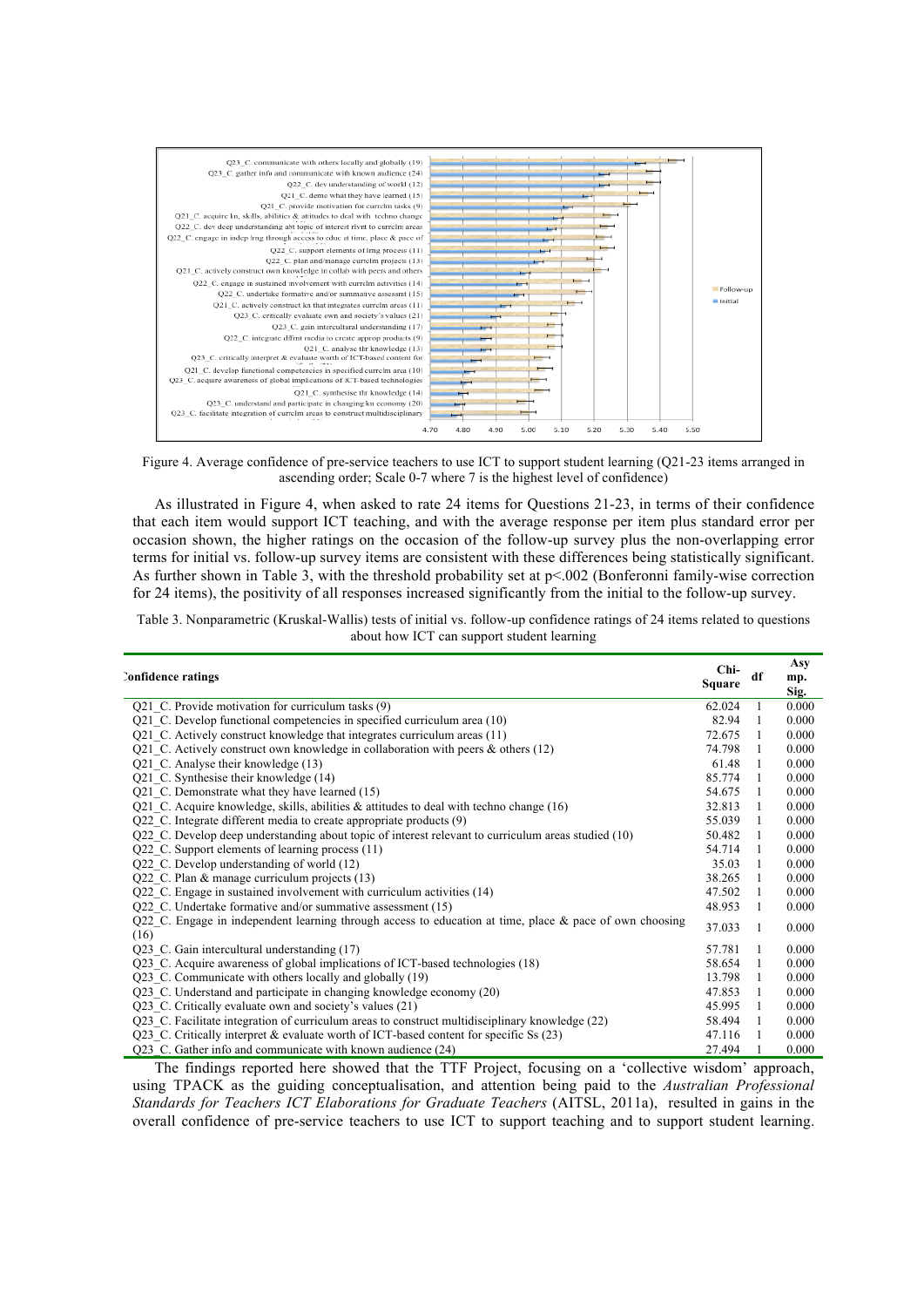Figure 4. Average confidence of pre-service teachers to use ICT to support student learning (Q21-23 items arranged in ascending order; Scale 0-7 where 7 is the highest level of confidence)

As illustrated in Figure 4, when asked to rate 24 items for Questions 21-23, in terms of their confidence that each item would support ICT teaching, and with the average response per item plus standard error per occasion shown, the higher ratings on the occasion of the follow-up survey plus the non-overlapping error terms for initial vs. follow-up survey items are consistent with these differences being statistically significant. As further shown in Table 3, with the threshold probability set at $p<.002$ (Bonferroni family-wise correction for 24 items), the positivity of all responses increased significantly from the initial to the follow-up survey.

Table 3. Nonparametric (Kruskal-Wallis) tests of initial vs. follow-up confidence ratings of 24 items related to questions about how ICT can support student learning

| Confidence ratings | Chi-Square | df | Asymp. Sig. |
|---|---|---|---|
| Q21_C. Provide motivation for curriculum tasks (9) | 62.024 | 1 | 0.000 |
| Q21_C. Develop functional competencies in specified curriculum area (10) | 82.94 | 1 | 0.000 |
| Q21_C. Actively construct knowledge that integrates curriculum areas (11) | 72.675 | 1 | 0.000 |
| Q21_C. Actively construct own knowledge in collaboration with peers & others (12) | 74.798 | 1 | 0.000 |
| Q21_C. Analyse their knowledge (13) | 61.48 | 1 | 0.000 |
| Q21_C. Synthesise their knowledge (14) | 85.774 | 1 | 0.000 |
| Q21_C. Demonstrate what they have learned (15) | 54.675 | 1 | 0.000 |
| Q21_C. Acquire knowledge, skills, abilities & attitudes to deal with techno change (16) | 32.813 | 1 | 0.000 |
| Q22_C. Integrate different media to create appropriate products (9) | 55.039 | 1 | 0.000 |
| Q22_C. Develop deep understanding about topic of interest relevant to curriculum areas studied (10) | 50.482 | 1 | 0.000 |
| Q22_C. Support elements of learning process (11) | 54.714 | 1 | 0.000 |
| Q22_C. Develop understanding of world (12) | 35.03 | 1 | 0.000 |
| Q22_C. Plan & manage curriculum projects (13) | 38.265 | 1 | 0.000 |
| Q22_C. Engage in sustained involvement with curriculum activities (14) | 47.502 | 1 | 0.000 |
| Q22_C. Undertake formative and/or summative assessment (15) | 48.953 | 1 | 0.000 |
| Q22_C. Engage in independent learning through access to education at time, place & pace of own choosing (16) | 37.033 | 1 | 0.000 |
| Q23_C. Gain intercultural understanding (17) | 57.781 | 1 | 0.000 |
| Q23_C. Acquire awareness of global implications of ICT-based technologies (18) | 58.654 | 1 | 0.000 |
| Q23_C. Communicate with others locally and globally (19) | 13.798 | 1 | 0.000 |
| Q23_C. Understand and participate in changing knowledge economy (20) | 47.853 | 1 | 0.000 |
| Q23_C. Critically evaluate own and society's values (21) | 45.995 | 1 | 0.000 |
| Q23_C. Facilitate integration of curriculum areas to construct multidisciplinary knowledge (22) | 58.494 | 1 | 0.000 |
| Q23_C. Critically interpret & evaluate worth of ICT-based content for specific Ss (23) | 47.116 | 1 | 0.000 |
| Q23_C. Gather info and communicate with known audience (24) | 27.494 | 1 | 0.000 |

The findings reported here showed that the TTF Project, focusing on a 'collective wisdom' approach, using TPACK as the guiding conceptualisation, and attention being paid to the *Australian Professional Standards for Teachers ICT Elaborations for Graduate Teachers* (AITSL, 2011a), resulted in gains in the overall confidence of pre-service teachers to use ICT to support teaching and to support student learning.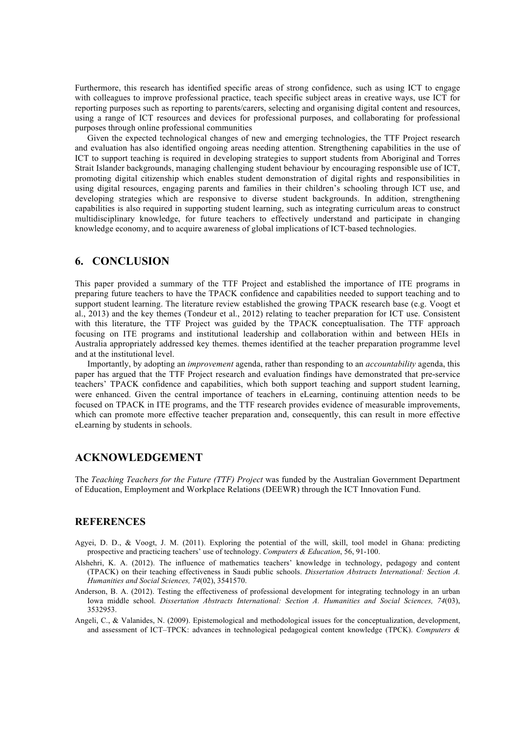Furthermore, this research has identified specific areas of strong confidence, such as using ICT to engage with colleagues to improve professional practice, teach specific subject areas in creative ways, use ICT for reporting purposes such as reporting to parents/carers, selecting and organising digital content and resources, using a range of ICT resources and devices for professional purposes, and collaborating for professional purposes through online professional communities

Given the expected technological changes of new and emerging technologies, the TTF Project research and evaluation has also identified ongoing areas needing attention. Strengthening capabilities in the use of ICT to support teaching is required in developing strategies to support students from Aboriginal and Torres Strait Islander backgrounds, managing challenging student behaviour by encouraging responsible use of ICT, promoting digital citizenship which enables student demonstration of digital rights and responsibilities in using digital resources, engaging parents and families in their children's schooling through ICT use, and developing strategies which are responsive to diverse student backgrounds. In addition, strengthening capabilities is also required in supporting student learning, such as integrating curriculum areas to construct multidisciplinary knowledge, for future teachers to effectively understand and participate in changing knowledge economy, and to acquire awareness of global implications of ICT-based technologies.

## 6. CONCLUSION

This paper provided a summary of the TTF Project and established the importance of ITE programs in preparing future teachers to have the TPACK confidence and capabilities needed to support teaching and to support student learning. The literature review established the growing TPACK research base (e.g. Voogt et al., 2013) and the key themes (Tondeur et al., 2012) relating to teacher preparation for ICT use. Consistent with this literature, the TTF Project was guided by the TPACK conceptualisation. The TTF approach focusing on ITE programs and institutional leadership and collaboration within and between HEIs in Australia appropriately addressed key themes. themes identified at the teacher preparation programme level and at the institutional level.

Importantly, by adopting an *improvement* agenda, rather than responding to an *accountability* agenda, this paper has argued that the TTF Project research and evaluation findings have demonstrated that pre-service teachers' TPACK confidence and capabilities, which both support teaching and support student learning, were enhanced. Given the central importance of teachers in eLearning, continuing attention needs to be focused on TPACK in ITE programs, and the TTF research provides evidence of measurable improvements, which can promote more effective teacher preparation and, consequently, this can result in more effective eLearning by students in schools.

## ACKNOWLEDGEMENT

The *Teaching Teachers for the Future (TTF) Project* was funded by the Australian Government Department of Education, Employment and Workplace Relations (DEEWR) through the ICT Innovation Fund.

### REFERENCES

Agyei, D. D., & Voogt, J. M. (2011). Exploring the potential of the will, skill, tool model in Ghana: predicting prospective and practicing teachers' use of technology. *Computers & Education*, 56, 91-100.

Alshehri, K. A. (2012). The influence of mathematics teachers' knowledge in technology, pedagogy and content (TPACK) on their teaching effectiveness in Saudi public schools. *Dissertation Abstracts International: Section A. Humanities and Social Sciences, 74*(02), 3541570.

Anderson, B. A. (2012). Testing the effectiveness of professional development for integrating technology in an urban Iowa middle school. *Dissertation Abstracts International: Section A. Humanities and Social Sciences, 74*(03), 3532953.

Angeli, C., & Valanides, N. (2009). Epistemological and methodological issues for the conceptualization, development, and assessment of ICT–TPCK: advances in technological pedagogical content knowledge (TPCK). *Computers &*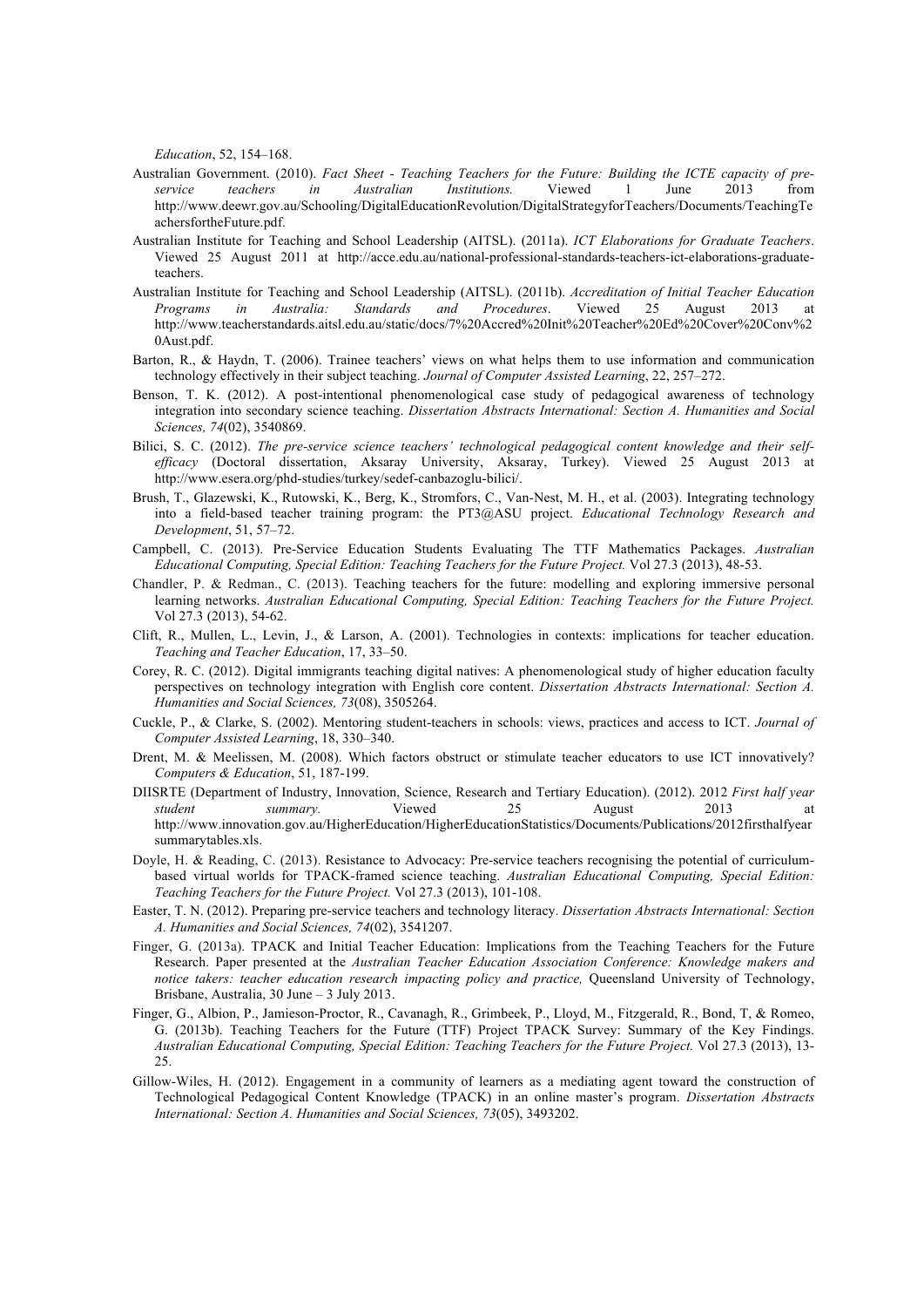*Education*, 52, 154–168.

Australian Government. (2010). *Fact Sheet - Teaching Teachers for the Future: Building the ICTE capacity of pre-service teachers in Australian Institutions.* Viewed 1 June 2013 from http://www.deewr.gov.au/Schooling/DigitalEducationRevolution/DigitalStrategyforTeachers/Documents/TeachingTeachersfortheFuture.pdf.

Australian Institute for Teaching and School Leadership (AITSL). (2011a). *ICT Elaborations for Graduate Teachers*. Viewed 25 August 2011 at http://acce.edu.au/national-professional-standards-teachers-ict-elaborations-graduate-teachers.

Australian Institute for Teaching and School Leadership (AITSL). (2011b). *Accreditation of Initial Teacher Education Programs in Australia: Standards and Procedures*. Viewed 25 August 2013 at http://www.teacherstandards.aitsl.edu.au/static/docs/7%20Accred%20Init%20Teacher%20Ed%20Cover%20Conv%20Aust.pdf.

Barton, R., & Haydn, T. (2006). Trainee teachers' views on what helps them to use information and communication technology effectively in their subject teaching. *Journal of Computer Assisted Learning*, 22, 257–272.

Benson, T. K. (2012). A post-intentional phenomenological case study of pedagogical awareness of technology integration into secondary science teaching. *Dissertation Abstracts International: Section A. Humanities and Social Sciences, 74*(02), 3540869.

Bilici, S. C. (2012). *The pre-service science teachers' technological pedagogical content knowledge and their self-efficacy* (Doctoral dissertation, Aksaray University, Aksaray, Turkey). Viewed 25 August 2013 at http://www.esera.org/phd-studies/turkey/sedef-canbazoglu-bilici/.

Brush, T., Glazewski, K., Rutowski, K., Berg, K., Stromfors, C., Van-Nest, M. H., et al. (2003). Integrating technology into a field-based teacher training program: the PT3@ASU project. *Educational Technology Research and Development*, 51, 57–72.

Campbell, C. (2013). Pre-Service Education Students Evaluating The TTF Mathematics Packages. *Australian Educational Computing, Special Edition: Teaching Teachers for the Future Project.* Vol 27.3 (2013), 48-53.

Chandler, P. & Redman., C. (2013). Teaching teachers for the future: modelling and exploring immersive personal learning networks. *Australian Educational Computing, Special Edition: Teaching Teachers for the Future Project.* Vol 27.3 (2013), 54-62.

Clift, R., Mullen, L., Levin, J., & Larson, A. (2001). Technologies in contexts: implications for teacher education. *Teaching and Teacher Education*, 17, 33–50.

Corey, R. C. (2012). Digital immigrants teaching digital natives: A phenomenological study of higher education faculty perspectives on technology integration with English core content. *Dissertation Abstracts International: Section A. Humanities and Social Sciences, 73*(08), 3505264.

Cuckle, P., & Clarke, S. (2002). Mentoring student-teachers in schools: views, practices and access to ICT. *Journal of Computer Assisted Learning*, 18, 330–340.

Drent, M. & Meelissen, M. (2008). Which factors obstruct or stimulate teacher educators to use ICT innovatively? *Computers & Education*, 51, 187-199.

DIISRTE (Department of Industry, Innovation, Science, Research and Tertiary Education). (2012). 2012 *First half year student summary.* Viewed 25 August 2013 at http://www.innovation.gov.au/HigherEducation/HigherEducationStatistics/Documents/Publications/2012firsthalfyearsummarytables.xls.

Doyle, H. & Reading, C. (2013). Resistance to Advocacy: Pre-service teachers recognising the potential of curriculum-based virtual worlds for TPACK-framed science teaching. *Australian Educational Computing, Special Edition: Teaching Teachers for the Future Project.* Vol 27.3 (2013), 101-108.

Easter, T. N. (2012). Preparing pre-service teachers and technology literacy. *Dissertation Abstracts International: Section A. Humanities and Social Sciences, 74*(02), 3541207.

Finger, G. (2013a). TPACK and Initial Teacher Education: Implications from the Teaching Teachers for the Future Research. Paper presented at the *Australian Teacher Education Association Conference: Knowledge makers and notice takers: teacher education research impacting policy and practice,* Queensland University of Technology, Brisbane, Australia, 30 June – 3 July 2013.

Finger, G., Albion, P., Jamieson-Proctor, R., Cavanagh, R., Grimbeek, P., Lloyd, M., Fitzgerald, R., Bond, T, & Romeo, G. (2013b). Teaching Teachers for the Future (TTF) Project TPACK Survey: Summary of the Key Findings. *Australian Educational Computing, Special Edition: Teaching Teachers for the Future Project.* Vol 27.3 (2013), 13-25.

Gillow-Wiles, H. (2012). Engagement in a community of learners as a mediating agent toward the construction of Technological Pedagogical Content Knowledge (TPACK) in an online master's program. *Dissertation Abstracts International: Section A. Humanities and Social Sciences, 73*(05), 3493202.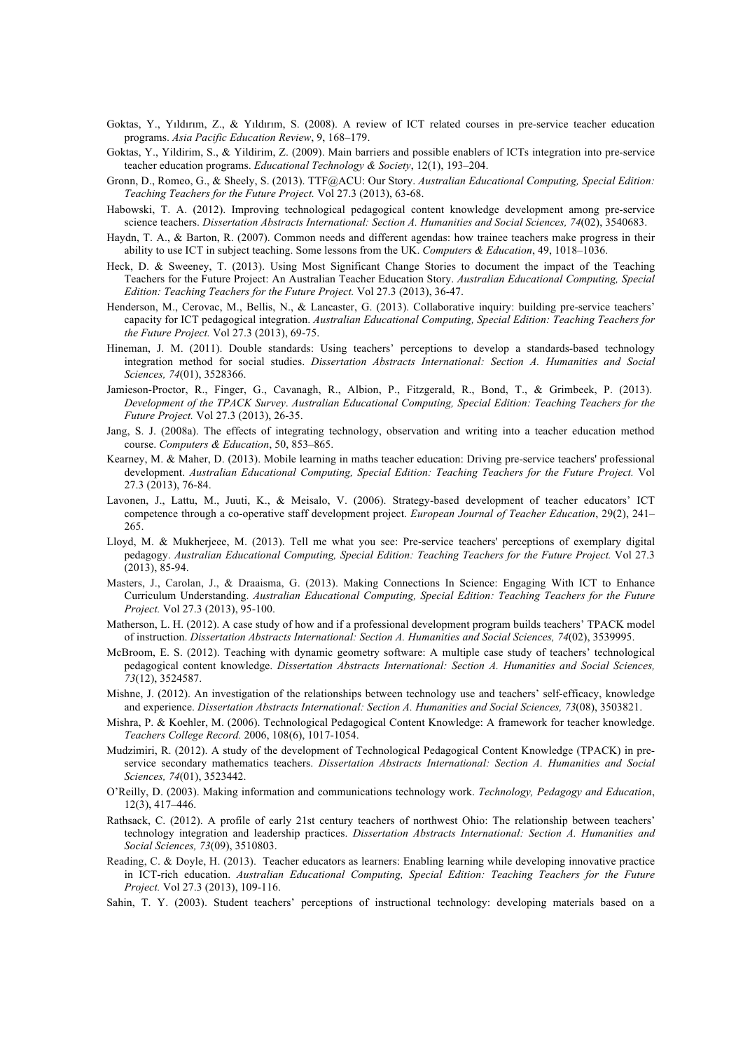Goktas, Y., Yıldırım, Z., & Yıldırım, S. (2008). A review of ICT related courses in pre-service teacher education programs. *Asia Pacific Education Review*, 9, 168–179.

Goktas, Y., Yildirim, S., & Yildirim, Z. (2009). Main barriers and possible enablers of ICTs integration into pre-service teacher education programs. *Educational Technology & Society*, 12(1), 193–204.

Gronn, D., Romeo, G., & Sheely, S. (2013). TTF@ACU: Our Story. *Australian Educational Computing, Special Edition: Teaching Teachers for the Future Project.* Vol 27.3 (2013), 63-68.

Habowski, T. A. (2012). Improving technological pedagogical content knowledge development among pre-service science teachers. *Dissertation Abstracts International: Section A. Humanities and Social Sciences, 74*(02), 3540683.

Haydn, T. A., & Barton, R. (2007). Common needs and different agendas: how trainee teachers make progress in their ability to use ICT in subject teaching. Some lessons from the UK. *Computers & Education*, 49, 1018–1036.

Heck, D. & Sweeney, T. (2013). Using Most Significant Change Stories to document the impact of the Teaching Teachers for the Future Project: An Australian Teacher Education Story. *Australian Educational Computing, Special Edition: Teaching Teachers for the Future Project.* Vol 27.3 (2013), 36-47.

Henderson, M., Cerovac, M., Bellis, N., & Lancaster, G. (2013). Collaborative inquiry: building pre-service teachers' capacity for ICT pedagogical integration. *Australian Educational Computing, Special Edition: Teaching Teachers for the Future Project.* Vol 27.3 (2013), 69-75.

Hineman, J. M. (2011). Double standards: Using teachers' perceptions to develop a standards-based technology integration method for social studies. *Dissertation Abstracts International: Section A. Humanities and Social Sciences, 74*(01), 3528366.

Jamieson-Proctor, R., Finger, G., Cavanagh, R., Albion, P., Fitzgerald, R., Bond, T., & Grimbeek, P. (2013). *Development of the TPACK Survey*. *Australian Educational Computing, Special Edition: Teaching Teachers for the Future Project.* Vol 27.3 (2013), 26-35.

Jang, S. J. (2008a). The effects of integrating technology, observation and writing into a teacher education method course. *Computers & Education*, 50, 853–865.

Kearney, M. & Maher, D. (2013). Mobile learning in maths teacher education: Driving pre-service teachers' professional development. *Australian Educational Computing, Special Edition: Teaching Teachers for the Future Project.* Vol 27.3 (2013), 76-84.

Lavonen, J., Lattu, M., Juuti, K., & Meisalo, V. (2006). Strategy-based development of teacher educators' ICT competence through a co-operative staff development project. *European Journal of Teacher Education*, 29(2), 241–265.

Lloyd, M. & Mukherjeee, M. (2013). Tell me what you see: Pre-service teachers' perceptions of exemplary digital pedagogy. *Australian Educational Computing, Special Edition: Teaching Teachers for the Future Project.* Vol 27.3 (2013), 85-94.

Masters, J., Carolan, J., & Draaisma, G. (2013). Making Connections In Science: Engaging With ICT to Enhance Curriculum Understanding. *Australian Educational Computing, Special Edition: Teaching Teachers for the Future Project.* Vol 27.3 (2013), 95-100.

Matherson, L. H. (2012). A case study of how and if a professional development program builds teachers' TPACK model of instruction. *Dissertation Abstracts International: Section A. Humanities and Social Sciences, 74*(02), 3539995.

McBroom, E. S. (2012). Teaching with dynamic geometry software: A multiple case study of teachers' technological pedagogical content knowledge. *Dissertation Abstracts International: Section A. Humanities and Social Sciences, 73*(12), 3524587.

Mishne, J. (2012). An investigation of the relationships between technology use and teachers' self-efficacy, knowledge and experience. *Dissertation Abstracts International: Section A. Humanities and Social Sciences, 73*(08), 3503821.

Mishra, P. & Koehler, M. (2006). Technological Pedagogical Content Knowledge: A framework for teacher knowledge. *Teachers College Record.* 2006, 108(6), 1017-1054.

Mudzimiri, R. (2012). A study of the development of Technological Pedagogical Content Knowledge (TPACK) in pre-service secondary mathematics teachers. *Dissertation Abstracts International: Section A. Humanities and Social Sciences, 74*(01), 3523442.

O'Reilly, D. (2003). Making information and communications technology work. *Technology, Pedagogy and Education*, 12(3), 417–446.

Rathsack, C. (2012). A profile of early 21st century teachers of northwest Ohio: The relationship between teachers' technology integration and leadership practices. *Dissertation Abstracts International: Section A. Humanities and Social Sciences, 73*(09), 3510803.

Reading, C. & Doyle, H. (2013). Teacher educators as learners: Enabling learning while developing innovative practice in ICT-rich education. *Australian Educational Computing, Special Edition: Teaching Teachers for the Future Project.* Vol 27.3 (2013), 109-116.

Sahin, T. Y. (2003). Student teachers' perceptions of instructional technology: developing materials based on a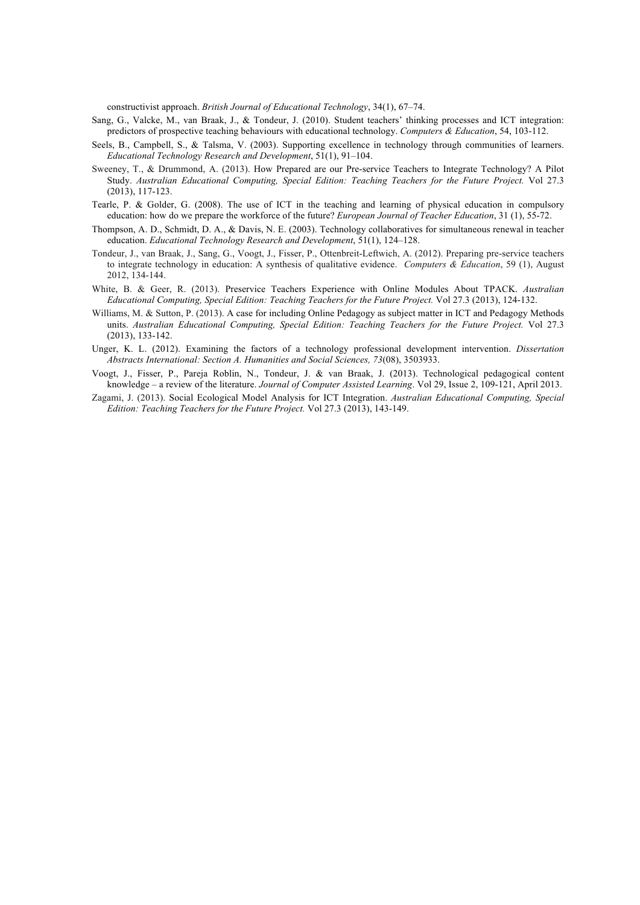constructivist approach. *British Journal of Educational Technology*, 34(1), 67–74.

Sang, G., Valcke, M., van Braak, J., & Tondeur, J. (2010). Student teachers' thinking processes and ICT integration: predictors of prospective teaching behaviours with educational technology. *Computers & Education*, 54, 103-112.

Seels, B., Campbell, S., & Talsma, V. (2003). Supporting excellence in technology through communities of learners. *Educational Technology Research and Development*, 51(1), 91–104.

Sweeney, T., & Drummond, A. (2013). How Prepared are our Pre-service Teachers to Integrate Technology? A Pilot Study. *Australian Educational Computing, Special Edition: Teaching Teachers for the Future Project.* Vol 27.3 (2013), 117-123.

Tearle, P. & Golder, G. (2008). The use of ICT in the teaching and learning of physical education in compulsory education: how do we prepare the workforce of the future? *European Journal of Teacher Education*, 31 (1), 55-72.

Thompson, A. D., Schmidt, D. A., & Davis, N. E. (2003). Technology collaboratives for simultaneous renewal in teacher education. *Educational Technology Research and Development*, 51(1), 124–128.

Tondeur, J., van Braak, J., Sang, G., Voogt, J., Fisser, P., Ottenbreit-Leftwich, A. (2012). Preparing pre-service teachers to integrate technology in education: A synthesis of qualitative evidence. *Computers & Education*, 59 (1), August 2012, 134-144.

White, B. & Geer, R. (2013). Preservice Teachers Experience with Online Modules About TPACK. *Australian Educational Computing, Special Edition: Teaching Teachers for the Future Project.* Vol 27.3 (2013), 124-132.

Williams, M. & Sutton, P. (2013). A case for including Online Pedagogy as subject matter in ICT and Pedagogy Methods units. *Australian Educational Computing, Special Edition: Teaching Teachers for the Future Project.* Vol 27.3 (2013), 133-142.

Unger, K. L. (2012). Examining the factors of a technology professional development intervention. *Dissertation Abstracts International: Section A. Humanities and Social Sciences, 73*(08), 3503933.

Voogt, J., Fisser, P., Pareja Roblin, N., Tondeur, J. & van Braak, J. (2013). Technological pedagogical content knowledge – a review of the literature. *Journal of Computer Assisted Learning*. Vol 29, Issue 2, 109-121, April 2013.

Zagami, J. (2013). Social Ecological Model Analysis for ICT Integration. *Australian Educational Computing, Special Edition: Teaching Teachers for the Future Project.* Vol 27.3 (2013), 143-149.